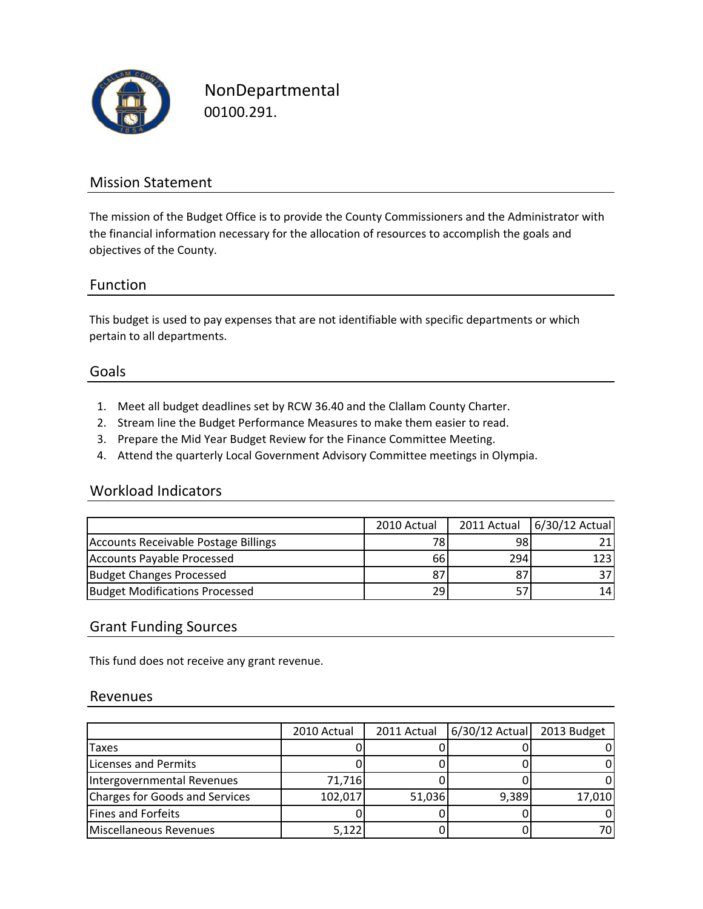# NonDepartmental

00100.291.

## Mission Statement

The mission of the Budget Office is to provide the County Commissioners and the Administrator with the financial information necessary for the allocation of resources to accomplish the goals and objectives of the County.

## Function

This budget is used to pay expenses that are not identifiable with specific departments or which pertain to all departments.

## Goals

1. Meet all budget deadlines set by RCW 36.40 and the Clallam County Charter.
2. Stream line the Budget Performance Measures to make them easier to read.
3. Prepare the Mid Year Budget Review for the Finance Committee Meeting.
4. Attend the quarterly Local Government Advisory Committee meetings in Olympia.

## Workload Indicators

| | 2010 Actual | 2011 Actual | 6/30/12 Actual |
|---|---|---|---|
| Accounts Receivable Postage Billings | 78 | 98 | 21 |
| Accounts Payable Processed | 66 | 294 | 123 |
| Budget Changes Processed | 87 | 87 | 37 |
| Budget Modifications Processed | 29 | 57 | 14 |

## Grant Funding Sources

This fund does not receive any grant revenue.

## Revenues

| | 2010 Actual | 2011 Actual | 6/30/12 Actual | 2013 Budget |
|---|---|---|---|---|
| Taxes | 0 | 0 | 0 | 0 |
| Licenses and Permits | 0 | 0 | 0 | 0 |
| Intergovernmental Revenues | 71,716 | 0 | 0 | 0 |
| Charges for Goods and Services | 102,017 | 51,036 | 9,389 | 17,010 |
| Fines and Forfeits | 0 | 0 | 0 | 0 |
| Miscellaneous Revenues | 5,122 | 0 | 0 | 70 |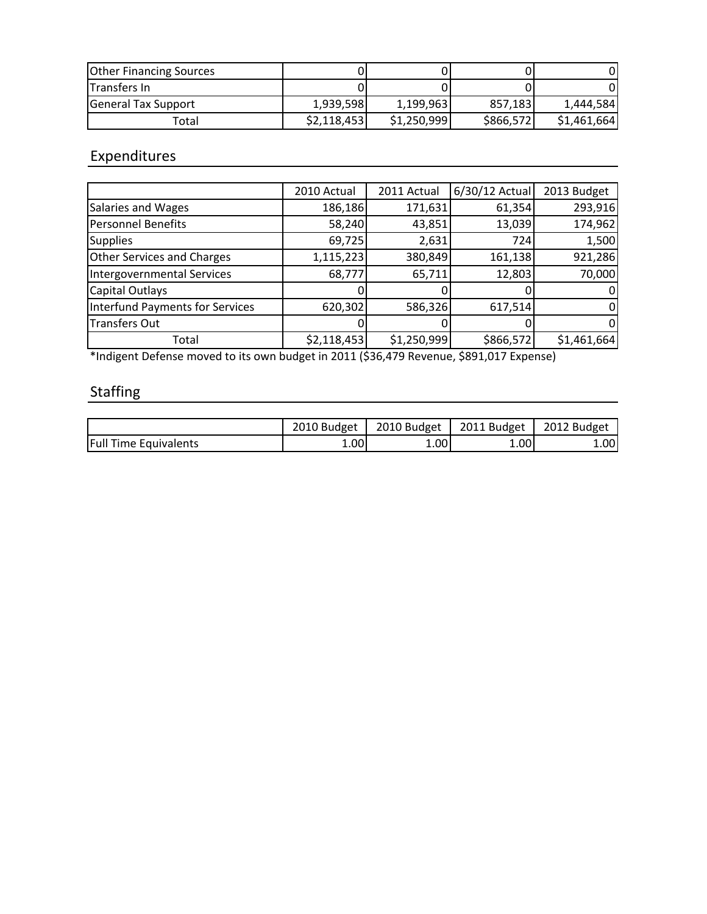| | | | | |
|---|---|---|---|---|
| Other Financing Sources | 0 | 0 | 0 | 0 |
| Transfers In | 0 | 0 | 0 | 0 |
| General Tax Support | 1,939,598 | 1,199,963 | 857,183 | 1,444,584 |
| Total | $2,118,453 | $1,250,999 | $866,572 | $1,461,664 |

## Expenditures

| | 2010 Actual | 2011 Actual | 6/30/12 Actual | 2013 Budget |
|---|---|---|---|---|
| Salaries and Wages | 186,186 | 171,631 | 61,354 | 293,916 |
| Personnel Benefits | 58,240 | 43,851 | 13,039 | 174,962 |
| Supplies | 69,725 | 2,631 | 724 | 1,500 |
| Other Services and Charges | 1,115,223 | 380,849 | 161,138 | 921,286 |
| Intergovernmental Services | 68,777 | 65,711 | 12,803 | 70,000 |
| Capital Outlays | 0 | 0 | 0 | 0 |
| Interfund Payments for Services | 620,302 | 586,326 | 617,514 | 0 |
| Transfers Out | 0 | 0 | 0 | 0 |
| Total | $2,118,453 | $1,250,999 | $866,572 | $1,461,664 |

*Indigent Defense moved to its own budget in 2011 ($36,479 Revenue, $891,017 Expense)

## Staffing

| | 2010 Budget | 2010 Budget | 2011 Budget | 2012 Budget |
|---|---|---|---|---|
| Full Time Equivalents | 1.00 | 1.00 | 1.00 | 1.00 |